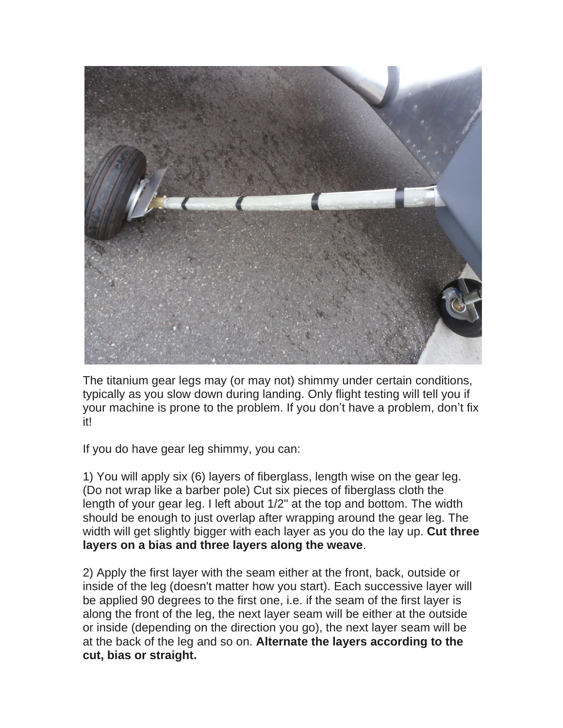The titanium gear legs may (or may not) shimmy under certain conditions, typically as you slow down during landing. Only flight testing will tell you if your machine is prone to the problem. If you don't have a problem, don't fix it!

If you do have gear leg shimmy, you can:

1) You will apply six (6) layers of fiberglass, length wise on the gear leg. (Do not wrap like a barber pole) Cut six pieces of fiberglass cloth the length of your gear leg. I left about 1/2" at the top and bottom. The width should be enough to just overlap after wrapping around the gear leg. The width will get slightly bigger with each layer as you do the lay up. **Cut three layers on a bias and three layers along the weave**.

2) Apply the first layer with the seam either at the front, back, outside or inside of the leg (doesn't matter how you start). Each successive layer will be applied 90 degrees to the first one, i.e. if the seam of the first layer is along the front of the leg, the next layer seam will be either at the outside or inside (depending on the direction you go), the next layer seam will be at the back of the leg and so on. **Alternate the layers according to the cut, bias or straight.**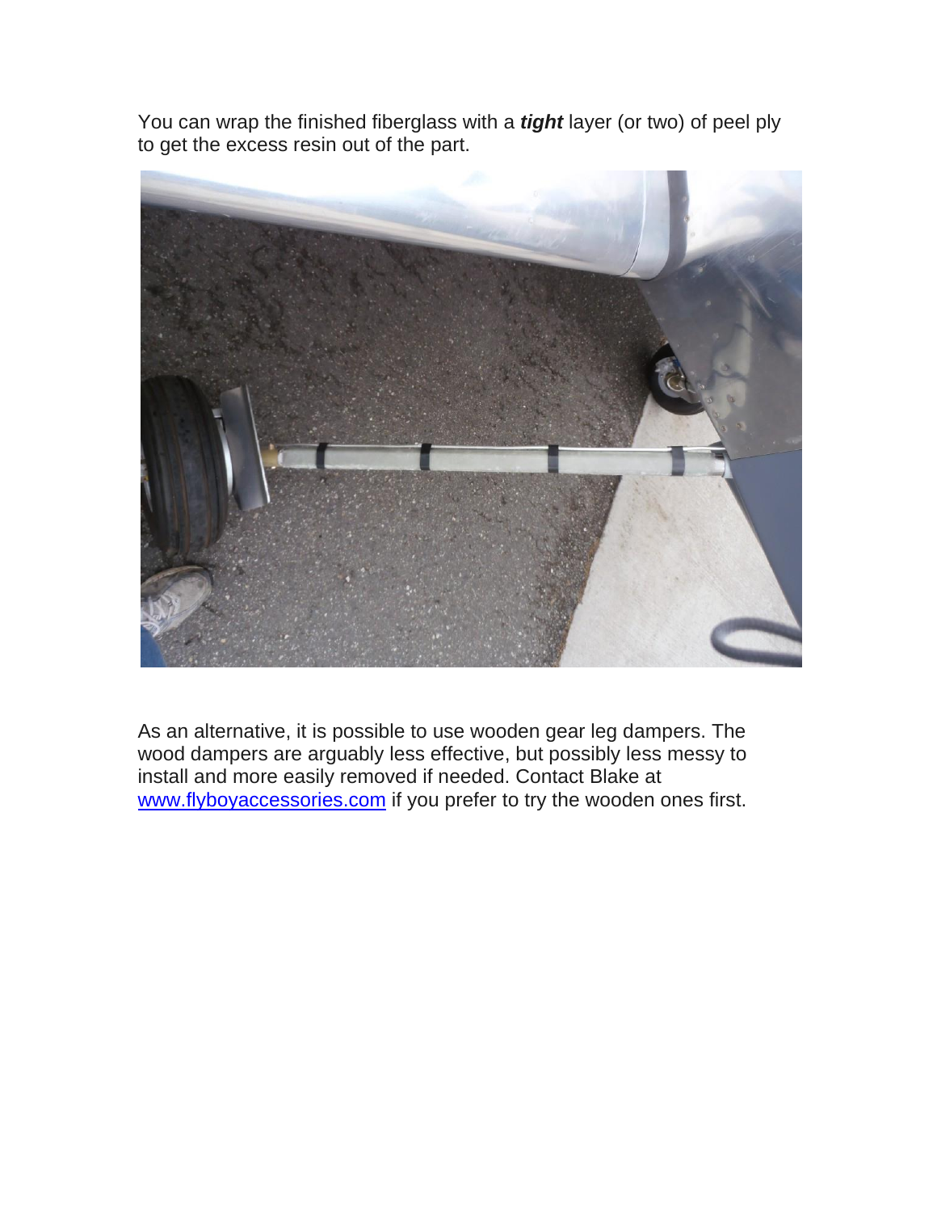You can wrap the finished fiberglass with a ***tight*** layer (or two) of peel ply to get the excess resin out of the part.

As an alternative, it is possible to use wooden gear leg dampers. The wood dampers are arguably less effective, but possibly less messy to install and more easily removed if needed. Contact Blake at [www.flyboyaccessories.com](http://www.flyboyaccessories.com) if you prefer to try the wooden ones first.